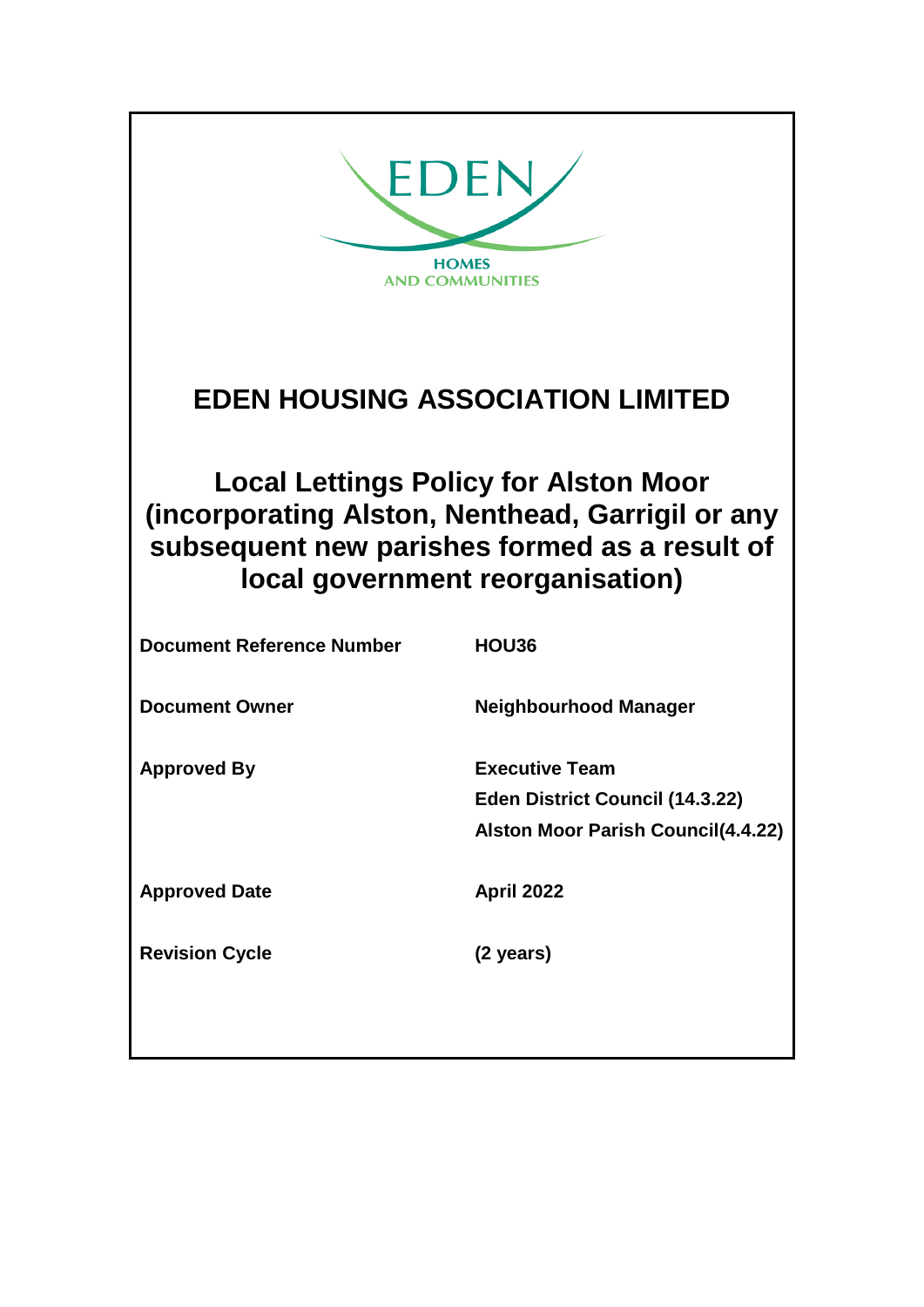EDEN

HOMES
AND COMMUNITIES

# EDEN HOUSING ASSOCIATION LIMITED

## Local Lettings Policy for Alston Moor (incorporating Alston, Nenthead, Garrigil or any subsequent new parishes formed as a result of local government reorganisation)

| | |
|---|---|
| **Document Reference Number** | **HOU36** |
| **Document Owner** | **Neighbourhood Manager** |
| **Approved By** | **Executive Team**<br>**Eden District Council (14.3.22)**<br>**Alston Moor Parish Council(4.4.22)** |
| **Approved Date** | **April 2022** |
| **Revision Cycle** | **(2 years)** |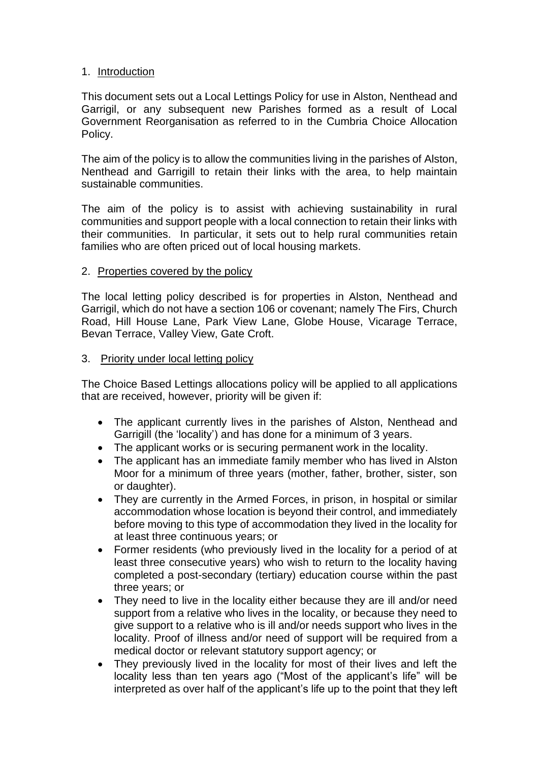1. Introduction

This document sets out a Local Lettings Policy for use in Alston, Nenthead and Garrigil, or any subsequent new Parishes formed as a result of Local Government Reorganisation as referred to in the Cumbria Choice Allocation Policy.

The aim of the policy is to allow the communities living in the parishes of Alston, Nenthead and Garrigill to retain their links with the area, to help maintain sustainable communities.

The aim of the policy is to assist with achieving sustainability in rural communities and support people with a local connection to retain their links with their communities. In particular, it sets out to help rural communities retain families who are often priced out of local housing markets.

2. Properties covered by the policy

The local letting policy described is for properties in Alston, Nenthead and Garrigil, which do not have a section 106 or covenant; namely The Firs, Church Road, Hill House Lane, Park View Lane, Globe House, Vicarage Terrace, Bevan Terrace, Valley View, Gate Croft.

3. Priority under local letting policy

The Choice Based Lettings allocations policy will be applied to all applications that are received, however, priority will be given if:

- The applicant currently lives in the parishes of Alston, Nenthead and Garrigill (the 'locality') and has done for a minimum of 3 years.
- The applicant works or is securing permanent work in the locality.
- The applicant has an immediate family member who has lived in Alston Moor for a minimum of three years (mother, father, brother, sister, son or daughter).
- They are currently in the Armed Forces, in prison, in hospital or similar accommodation whose location is beyond their control, and immediately before moving to this type of accommodation they lived in the locality for at least three continuous years; or
- Former residents (who previously lived in the locality for a period of at least three consecutive years) who wish to return to the locality having completed a post-secondary (tertiary) education course within the past three years; or
- They need to live in the locality either because they are ill and/or need support from a relative who lives in the locality, or because they need to give support to a relative who is ill and/or needs support who lives in the locality. Proof of illness and/or need of support will be required from a medical doctor or relevant statutory support agency; or
- They previously lived in the locality for most of their lives and left the locality less than ten years ago ("Most of the applicant's life" will be interpreted as over half of the applicant's life up to the point that they left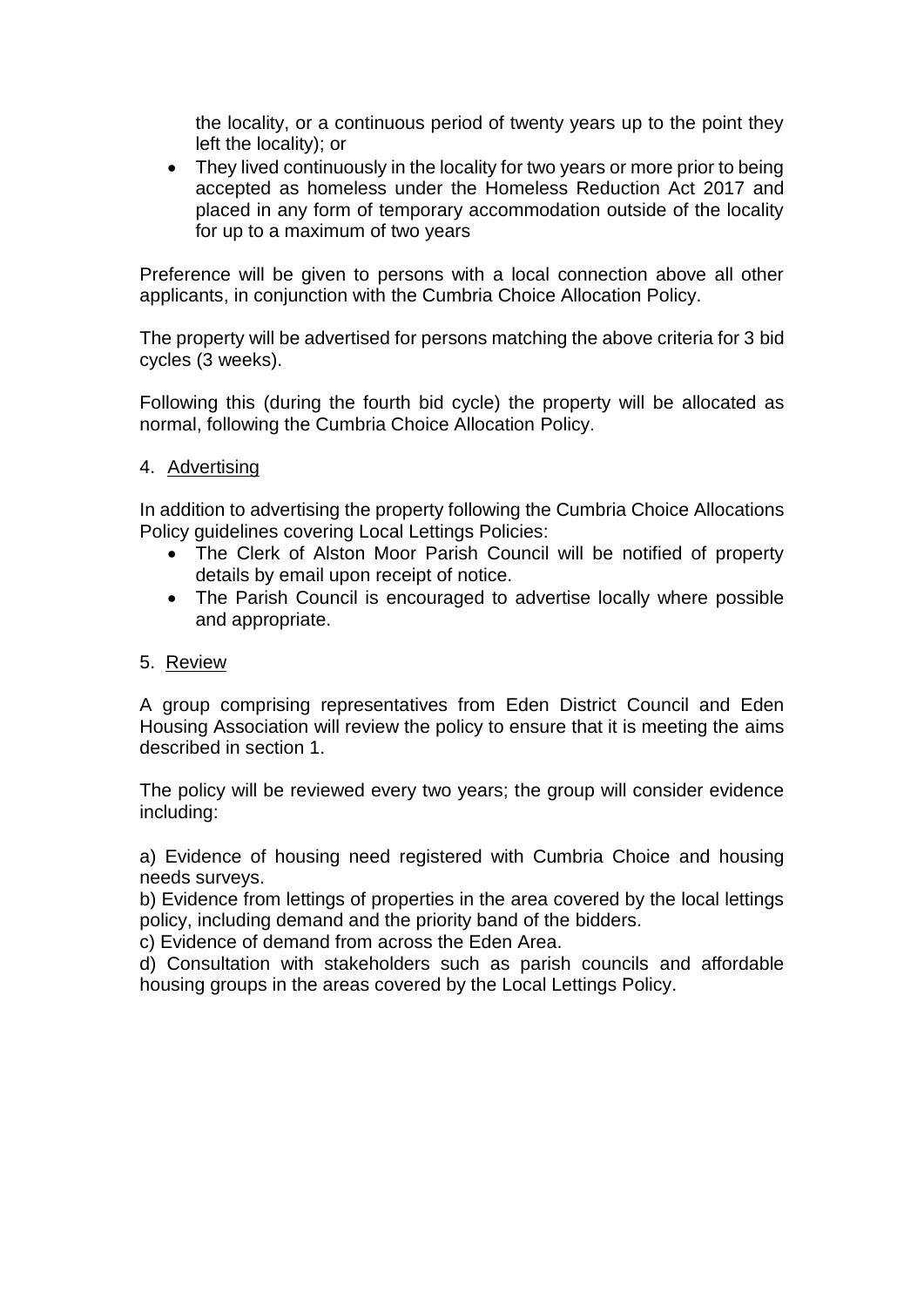the locality, or a continuous period of twenty years up to the point they left the locality); or

- They lived continuously in the locality for two years or more prior to being accepted as homeless under the Homeless Reduction Act 2017 and placed in any form of temporary accommodation outside of the locality for up to a maximum of two years

Preference will be given to persons with a local connection above all other applicants, in conjunction with the Cumbria Choice Allocation Policy.

The property will be advertised for persons matching the above criteria for 3 bid cycles (3 weeks).

Following this (during the fourth bid cycle) the property will be allocated as normal, following the Cumbria Choice Allocation Policy.

4. Advertising

In addition to advertising the property following the Cumbria Choice Allocations Policy guidelines covering Local Lettings Policies:

- The Clerk of Alston Moor Parish Council will be notified of property details by email upon receipt of notice.
- The Parish Council is encouraged to advertise locally where possible and appropriate.

5. Review

A group comprising representatives from Eden District Council and Eden Housing Association will review the policy to ensure that it is meeting the aims described in section 1.

The policy will be reviewed every two years; the group will consider evidence including:

a) Evidence of housing need registered with Cumbria Choice and housing needs surveys.
b) Evidence from lettings of properties in the area covered by the local lettings policy, including demand and the priority band of the bidders.
c) Evidence of demand from across the Eden Area.
d) Consultation with stakeholders such as parish councils and affordable housing groups in the areas covered by the Local Lettings Policy.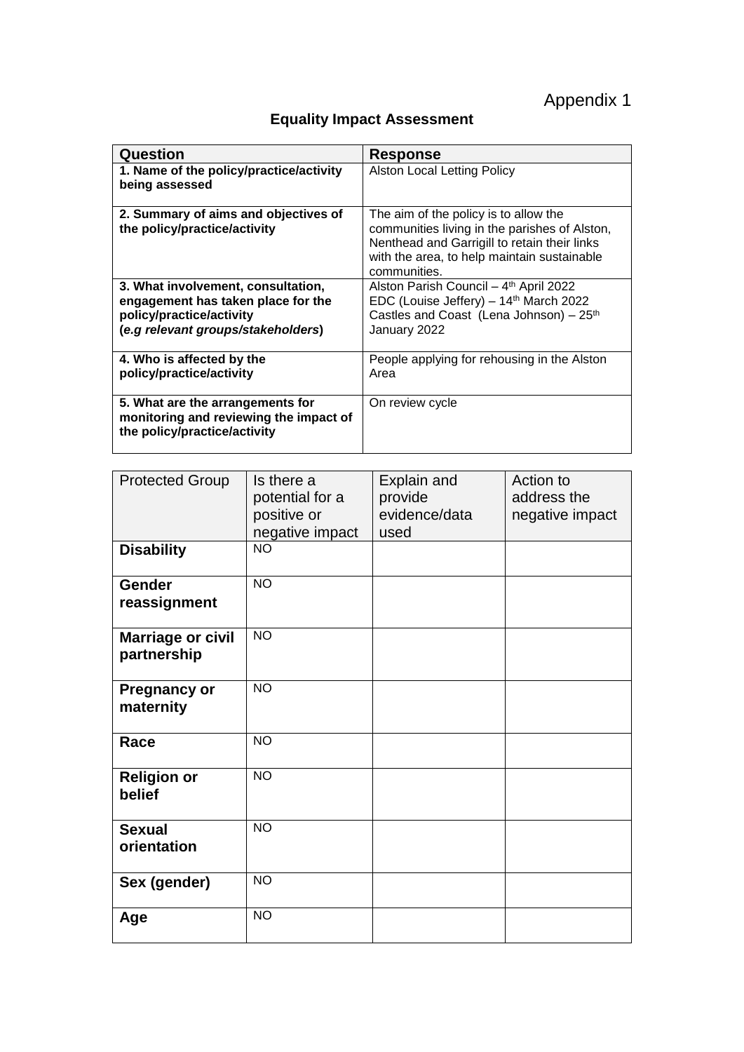Appendix 1

## Equality Impact Assessment

| Question | Response |
|---|---|
| **1. Name of the policy/practice/activity being assessed** | Alston Local Letting Policy |
| **2. Summary of aims and objectives of the policy/practice/activity** | The aim of the policy is to allow the communities living in the parishes of Alston, Nenthead and Garrigill to retain their links with the area, to help maintain sustainable communities. |
| **3. What involvement, consultation, engagement has taken place for the policy/practice/activity (*e.g relevant groups/stakeholders*)** | Alston Parish Council – 4th April 2022<br>EDC (Louise Jeffery) – 14th March 2022<br>Castles and Coast (Lena Johnson) – 25th January 2022 |
| **4. Who is affected by the policy/practice/activity** | People applying for rehousing in the Alston Area |
| **5. What are the arrangements for monitoring and reviewing the impact of the policy/practice/activity** | On review cycle |

| Protected Group | Is there a potential for a positive or negative impact | Explain and provide evidence/data used | Action to address the negative impact |
|---|---|---|---|
| **Disability** | NO | | |
| **Gender reassignment** | NO | | |
| **Marriage or civil partnership** | NO | | |
| **Pregnancy or maternity** | NO | | |
| **Race** | NO | | |
| **Religion or belief** | NO | | |
| **Sexual orientation** | NO | | |
| **Sex (gender)** | NO | | |
| **Age** | NO | | |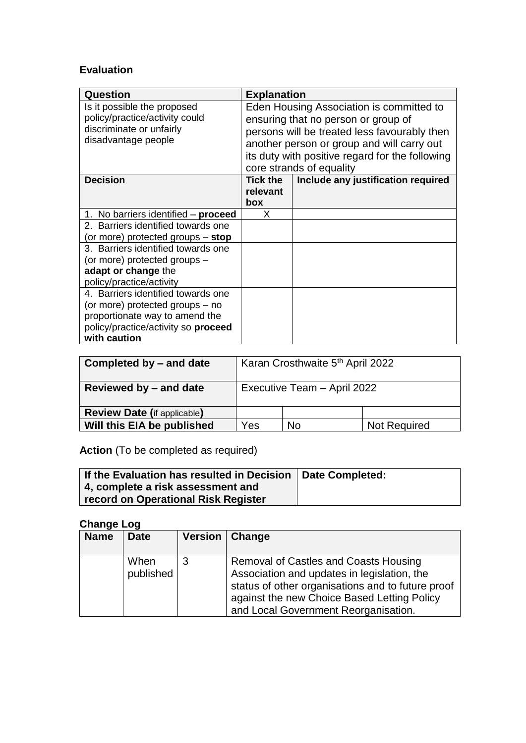**Evaluation**

| Question | Explanation | |
|---|---|---|
| Is it possible the proposed policy/practice/activity could discriminate or unfairly disadvantage people | Eden Housing Association is committed to ensuring that no person or group of persons will be treated less favourably then another person or group and will carry out its duty with positive regard for the following core strands of equality | |
| **Decision** | **Tick the relevant box** | **Include any justification required** |
| 1. No barriers identified – **proceed** | X | |
| 2. Barriers identified towards one (or more) protected groups – **stop** | | |
| 3. Barriers identified towards one (or more) protected groups – **adapt or change** the policy/practice/activity | | |
| 4. Barriers identified towards one (or more) protected groups – no proportionate way to amend the policy/practice/activity so **proceed with caution** | | |

| | | | |
|---|---|---|---|
| **Completed by – and date** | Karan Crosthwaite 5th April 2022 | | |
| **Reviewed by – and date** | Executive Team – April 2022 | | |
| **Review Date (**if applicable**)** | | | |
| **Will this EIA be published** | Yes | No | Not Required |

**Action** (To be completed as required)

| | |
|---|---|
| **If the Evaluation has resulted in Decision 4, complete a risk assessment and record on Operational Risk Register** | **Date Completed:** |

**Change Log**

| Name | Date | Version | Change |
|---|---|---|---|
| | When published | 3 | Removal of Castles and Coasts Housing Association and updates in legislation, the status of other organisations and to future proof against the new Choice Based Letting Policy and Local Government Reorganisation. |